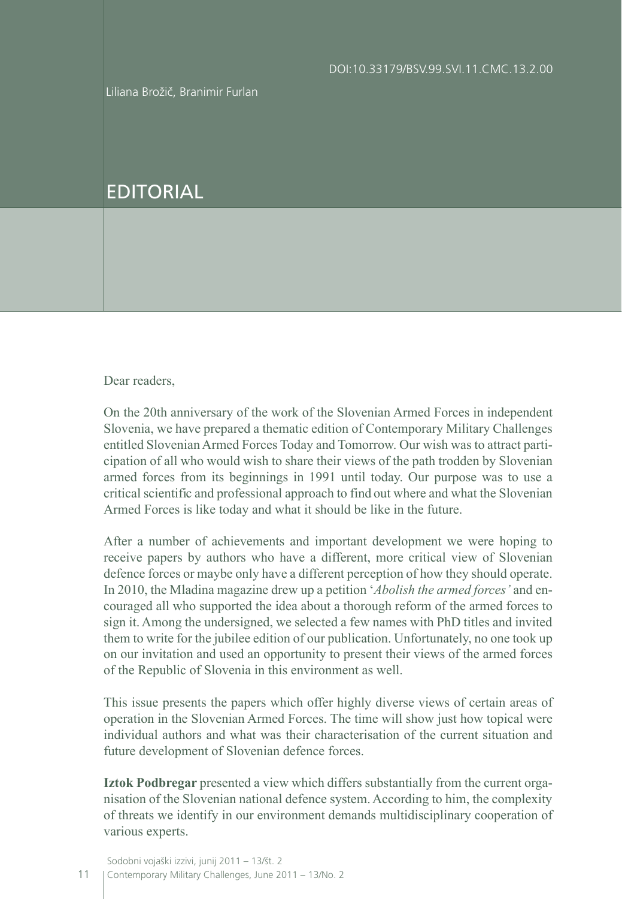DOI:10.33179/BSV.99.SVI.11.CMC.13.2.00

Liliana Brožič, Branimir Furlan

# EDITORIAL

Dear readers,

On the 20th anniversary of the work of the Slovenian Armed Forces in independent Slovenia, we have prepared a thematic edition of Contemporary Military Challenges entitled Slovenian Armed Forces Today and Tomorrow. Our wish was to attract participation of all who would wish to share their views of the path trodden by Slovenian armed forces from its beginnings in 1991 until today. Our purpose was to use a critical scientific and professional approach to find out where and what the Slovenian Armed Forces is like today and what it should be like in the future.

After a number of achievements and important development we were hoping to receive papers by authors who have a different, more critical view of Slovenian defence forces or maybe only have a different perception of how they should operate. In 2010, the Mladina magazine drew up a petition '*Abolish the armed forces'* and encouraged all who supported the idea about a thorough reform of the armed forces to sign it. Among the undersigned, we selected a few names with PhD titles and invited them to write for the jubilee edition of our publication. Unfortunately, no one took up on our invitation and used an opportunity to present their views of the armed forces of the Republic of Slovenia in this environment as well.

This issue presents the papers which offer highly diverse views of certain areas of operation in the Slovenian Armed Forces. The time will show just how topical were individual authors and what was their characterisation of the current situation and future development of Slovenian defence forces.

**Iztok Podbregar** presented a view which differs substantially from the current organisation of the Slovenian national defence system. According to him, the complexity of threats we identify in our environment demands multidisciplinary cooperation of various experts.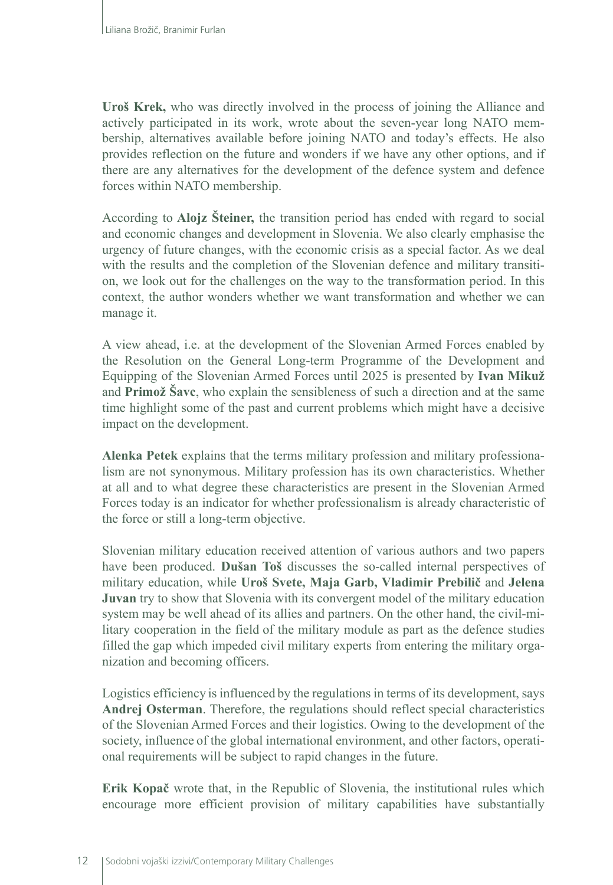**Uroš Krek,** who was directly involved in the process of joining the Alliance and actively participated in its work, wrote about the seven-year long NATO membership, alternatives available before joining NATO and today's effects. He also provides reflection on the future and wonders if we have any other options, and if there are any alternatives for the development of the defence system and defence forces within NATO membership.

According to **Alojz Šteiner,** the transition period has ended with regard to social and economic changes and development in Slovenia. We also clearly emphasise the urgency of future changes, with the economic crisis as a special factor. As we deal with the results and the completion of the Slovenian defence and military transition, we look out for the challenges on the way to the transformation period. In this context, the author wonders whether we want transformation and whether we can manage it.

A view ahead, i.e. at the development of the Slovenian Armed Forces enabled by the Resolution on the General Long-term Programme of the Development and Equipping of the Slovenian Armed Forces until 2025 is presented by **Ivan Mikuž** and **Primož Šavc**, who explain the sensibleness of such a direction and at the same time highlight some of the past and current problems which might have a decisive impact on the development.

**Alenka Petek** explains that the terms military profession and military professionalism are not synonymous. Military profession has its own characteristics. Whether at all and to what degree these characteristics are present in the Slovenian Armed Forces today is an indicator for whether professionalism is already characteristic of the force or still a long-term objective.

Slovenian military education received attention of various authors and two papers have been produced. **Dušan Toš** discusses the so-called internal perspectives of military education, while **Uroš Svete, Maja Garb, Vladimir Prebilič** and **Jelena Juvan** try to show that Slovenia with its convergent model of the military education system may be well ahead of its allies and partners. On the other hand, the civil-military cooperation in the field of the military module as part as the defence studies filled the gap which impeded civil military experts from entering the military organization and becoming officers.

Logistics efficiency is influenced by the regulations in terms of its development, says **Andrej Osterman**. Therefore, the regulations should reflect special characteristics of the Slovenian Armed Forces and their logistics. Owing to the development of the society, influence of the global international environment, and other factors, operational requirements will be subject to rapid changes in the future.

**Erik Kopač** wrote that, in the Republic of Slovenia, the institutional rules which encourage more efficient provision of military capabilities have substantially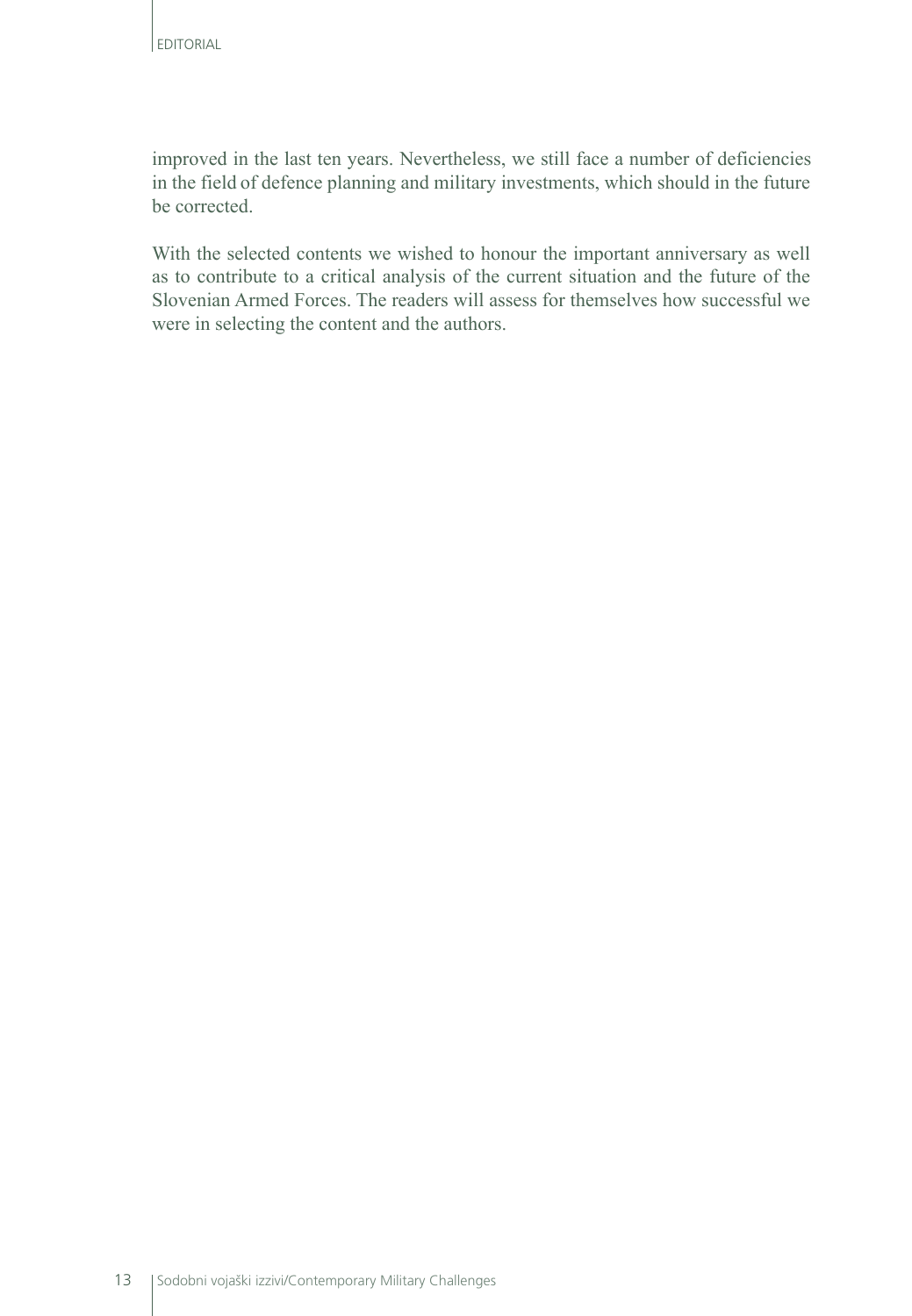improved in the last ten years. Nevertheless, we still face a number of deficiencies in the field of defence planning and military investments, which should in the future be corrected.

With the selected contents we wished to honour the important anniversary as well as to contribute to a critical analysis of the current situation and the future of the Slovenian Armed Forces. The readers will assess for themselves how successful we were in selecting the content and the authors.